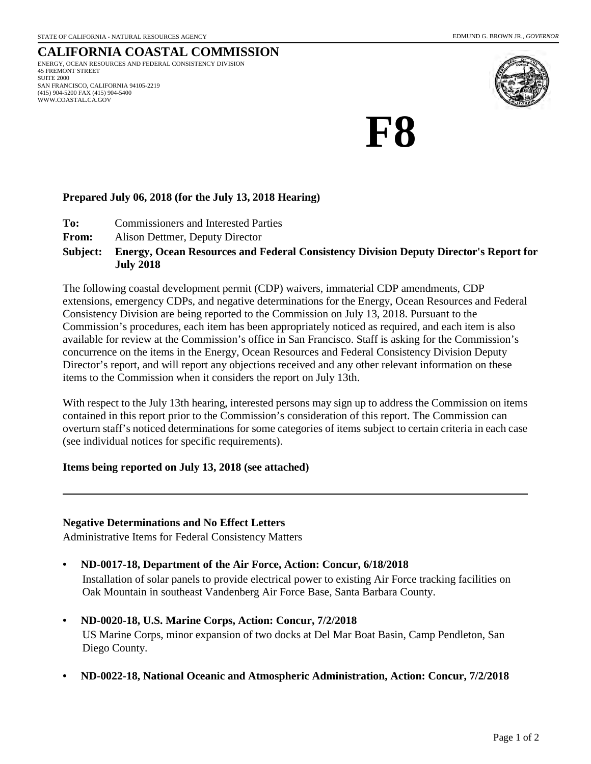STATE OF CALIFORNIA - NATURAL RESOURCES AGENCY

EDMUND G. BROWN JR., *GOVERNOR*

# CALIFORNIA COASTAL COMMISSION

ENERGY, OCEAN RESOURCES AND FEDERAL CONSISTENCY DIVISION
45 FREMONT STREET
SUITE 2000
SAN FRANCISCO, CALIFORNIA 94105-2219
(415) 904-5200 FAX (415) 904-5400
WWW.COASTAL.CA.GOV

# F8

**Prepared July 06, 2018 (for the July 13, 2018 Hearing)**

**To:** Commissioners and Interested Parties

**From:** Alison Dettmer, Deputy Director

**Subject: Energy, Ocean Resources and Federal Consistency Division Deputy Director's Report for July 2018**

The following coastal development permit (CDP) waivers, immaterial CDP amendments, CDP extensions, emergency CDPs, and negative determinations for the Energy, Ocean Resources and Federal Consistency Division are being reported to the Commission on July 13, 2018. Pursuant to the Commission's procedures, each item has been appropriately noticed as required, and each item is also available for review at the Commission's office in San Francisco. Staff is asking for the Commission's concurrence on the items in the Energy, Ocean Resources and Federal Consistency Division Deputy Director's report, and will report any objections received and any other relevant information on these items to the Commission when it considers the report on July 13th.

With respect to the July 13th hearing, interested persons may sign up to address the Commission on items contained in this report prior to the Commission's consideration of this report. The Commission can overturn staff's noticed determinations for some categories of items subject to certain criteria in each case (see individual notices for specific requirements).

**Items being reported on July 13, 2018 (see attached)**

---

**Negative Determinations and No Effect Letters**

Administrative Items for Federal Consistency Matters

- **ND-0017-18, Department of the Air Force, Action: Concur, 6/18/2018**
  Installation of solar panels to provide electrical power to existing Air Force tracking facilities on Oak Mountain in southeast Vandenberg Air Force Base, Santa Barbara County.

- **ND-0020-18, U.S. Marine Corps, Action: Concur, 7/2/2018**
  US Marine Corps, minor expansion of two docks at Del Mar Boat Basin, Camp Pendleton, San Diego County.

- **ND-0022-18, National Oceanic and Atmospheric Administration, Action: Concur, 7/2/2018**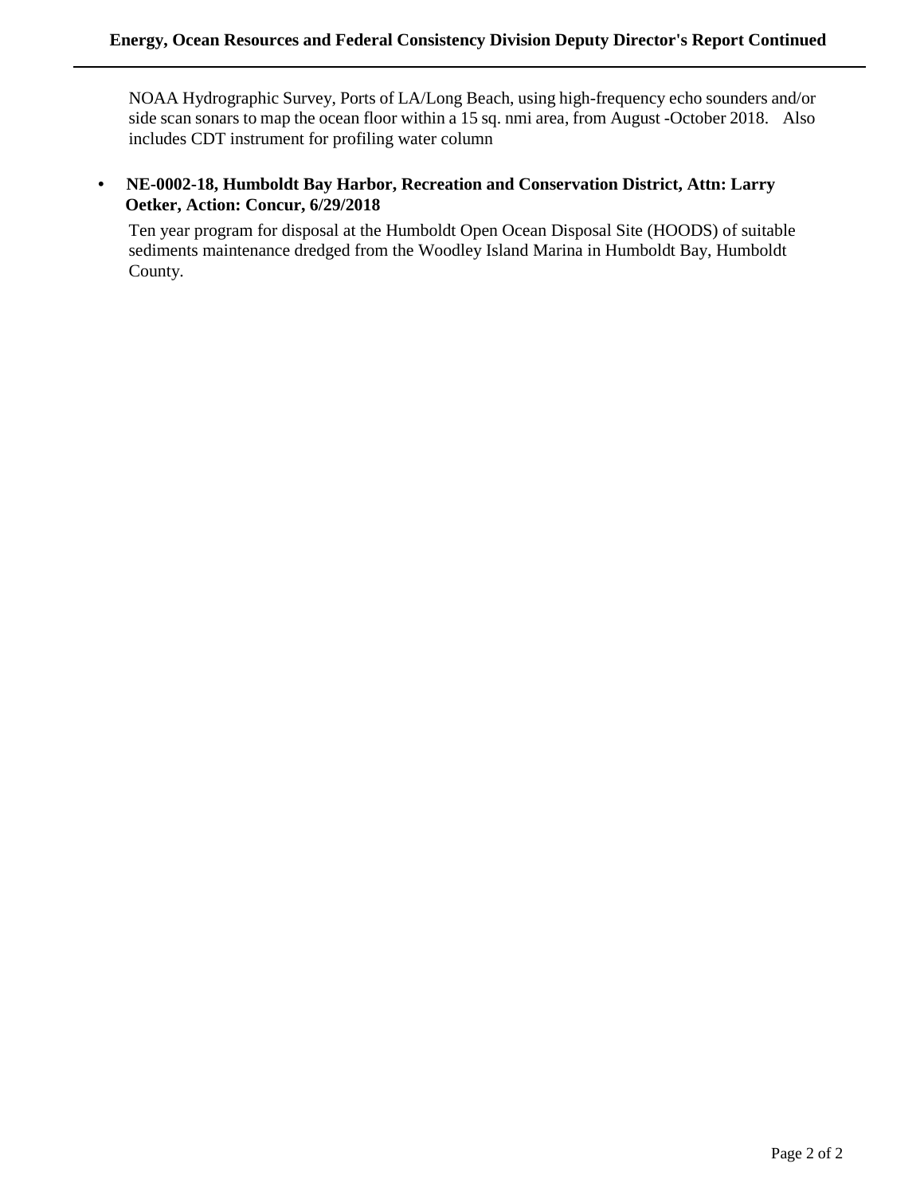NOAA Hydrographic Survey, Ports of LA/Long Beach, using high-frequency echo sounders and/or side scan sonars to map the ocean floor within a 15 sq. nmi area, from August -October 2018. Also includes CDT instrument for profiling water column

- **NE-0002-18, Humboldt Bay Harbor, Recreation and Conservation District, Attn: Larry Oetker, Action: Concur, 6/29/2018**

  Ten year program for disposal at the Humboldt Open Ocean Disposal Site (HOODS) of suitable sediments maintenance dredged from the Woodley Island Marina in Humboldt Bay, Humboldt County.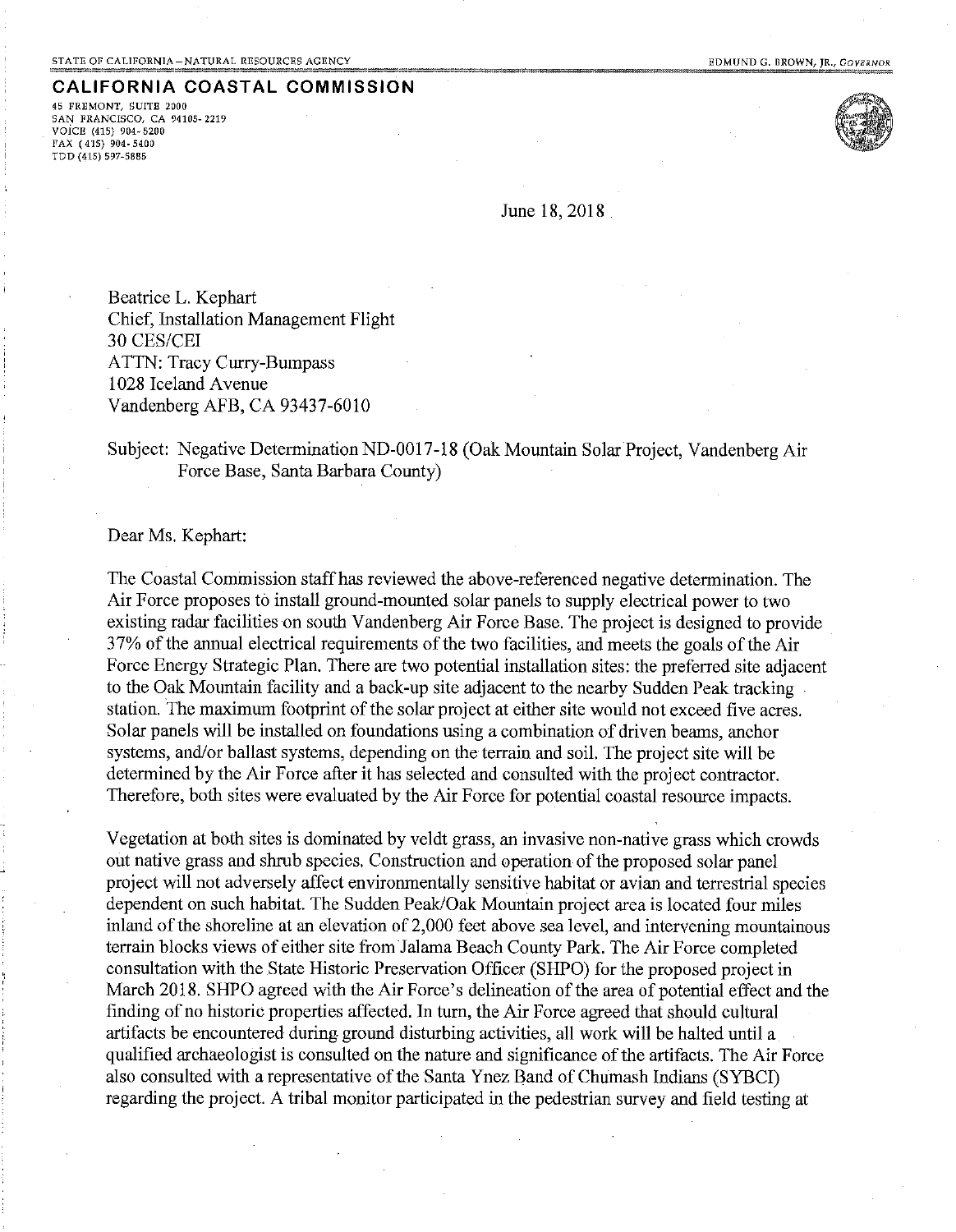STATE OF CALIFORNIA – NATURAL RESOURCES AGENCY

EDMUND G. BROWN, JR., *GOVERNOR*

**CALIFORNIA COASTAL COMMISSION**

45 FREMONT, SUITE 2000
SAN FRANCISCO, CA 94105-2219
VOICE (415) 904-5200
FAX (415) 904-5400
TDD (415) 597-5885

June 18, 2018

Beatrice L. Kephart
Chief, Installation Management Flight
30 CES/CEI
ATTN: Tracy Curry-Bumpass
1028 Iceland Avenue
Vandenberg AFB, CA 93437-6010

Subject: Negative Determination ND-0017-18 (Oak Mountain Solar Project, Vandenberg Air Force Base, Santa Barbara County)

Dear Ms. Kephart:

The Coastal Commission staff has reviewed the above-referenced negative determination. The Air Force proposes to install ground-mounted solar panels to supply electrical power to two existing radar facilities on south Vandenberg Air Force Base. The project is designed to provide 37% of the annual electrical requirements of the two facilities, and meets the goals of the Air Force Energy Strategic Plan. There are two potential installation sites: the preferred site adjacent to the Oak Mountain facility and a back-up site adjacent to the nearby Sudden Peak tracking station. The maximum footprint of the solar project at either site would not exceed five acres. Solar panels will be installed on foundations using a combination of driven beams, anchor systems, and/or ballast systems, depending on the terrain and soil. The project site will be determined by the Air Force after it has selected and consulted with the project contractor. Therefore, both sites were evaluated by the Air Force for potential coastal resource impacts.

Vegetation at both sites is dominated by veldt grass, an invasive non-native grass which crowds out native grass and shrub species. Construction and operation of the proposed solar panel project will not adversely affect environmentally sensitive habitat or avian and terrestrial species dependent on such habitat. The Sudden Peak/Oak Mountain project area is located four miles inland of the shoreline at an elevation of 2,000 feet above sea level, and intervening mountainous terrain blocks views of either site from Jalama Beach County Park. The Air Force completed consultation with the State Historic Preservation Officer (SHPO) for the proposed project in March 2018. SHPO agreed with the Air Force's delineation of the area of potential effect and the finding of no historic properties affected. In turn, the Air Force agreed that should cultural artifacts be encountered during ground disturbing activities, all work will be halted until a qualified archaeologist is consulted on the nature and significance of the artifacts. The Air Force also consulted with a representative of the Santa Ynez Band of Chumash Indians (SYBCI) regarding the project. A tribal monitor participated in the pedestrian survey and field testing at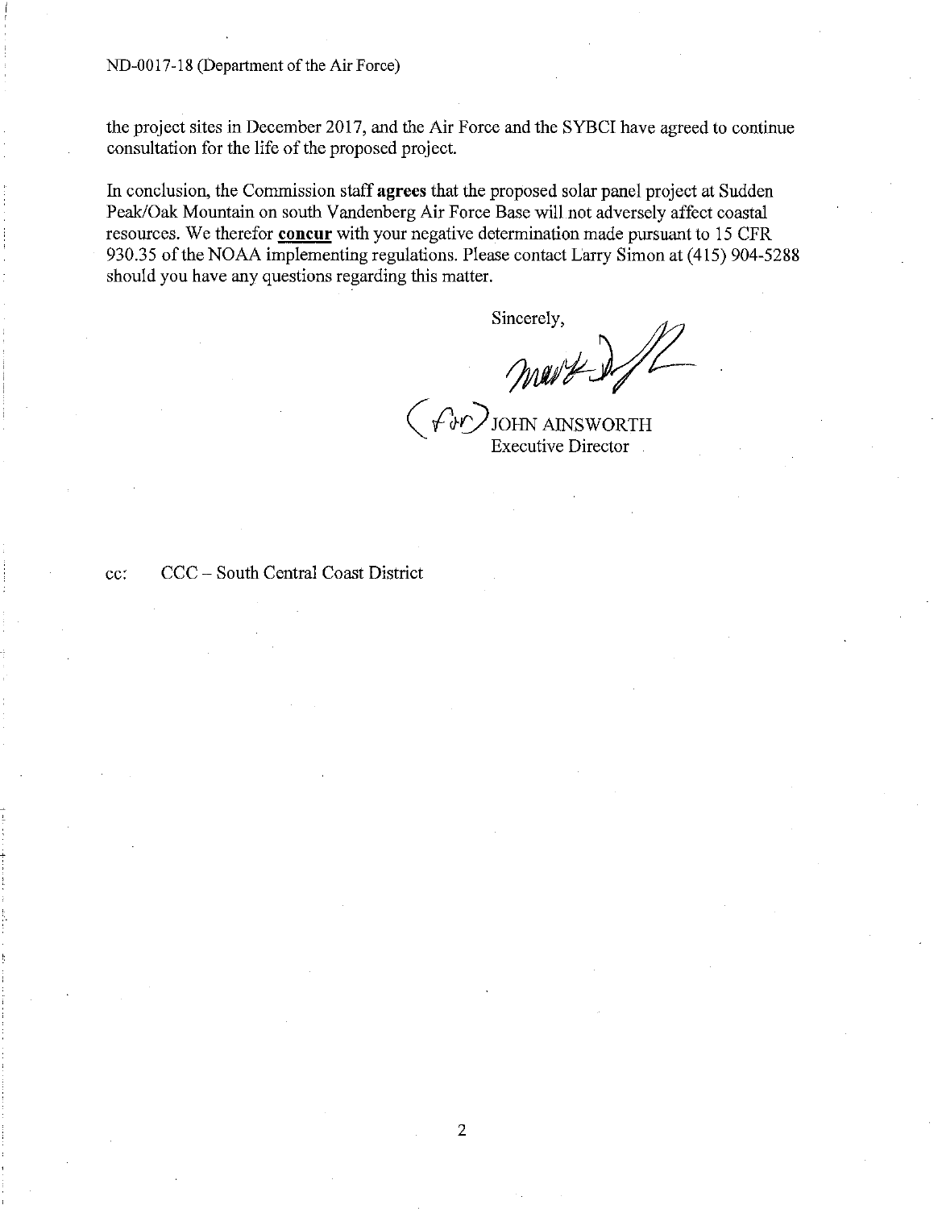the project sites in December 2017, and the Air Force and the SYBCI have agreed to continue consultation for the life of the proposed project.

In conclusion, the Commission staff **agrees** that the proposed solar panel project at Sudden Peak/Oak Mountain on south Vandenberg Air Force Base will not adversely affect coastal resources. We therefor **concur** with your negative determination made pursuant to 15 CFR 930.35 of the NOAA implementing regulations. Please contact Larry Simon at (415) 904-5288 should you have any questions regarding this matter.

Sincerely,

(for) JOHN AINSWORTH
Executive Director

cc: CCC – South Central Coast District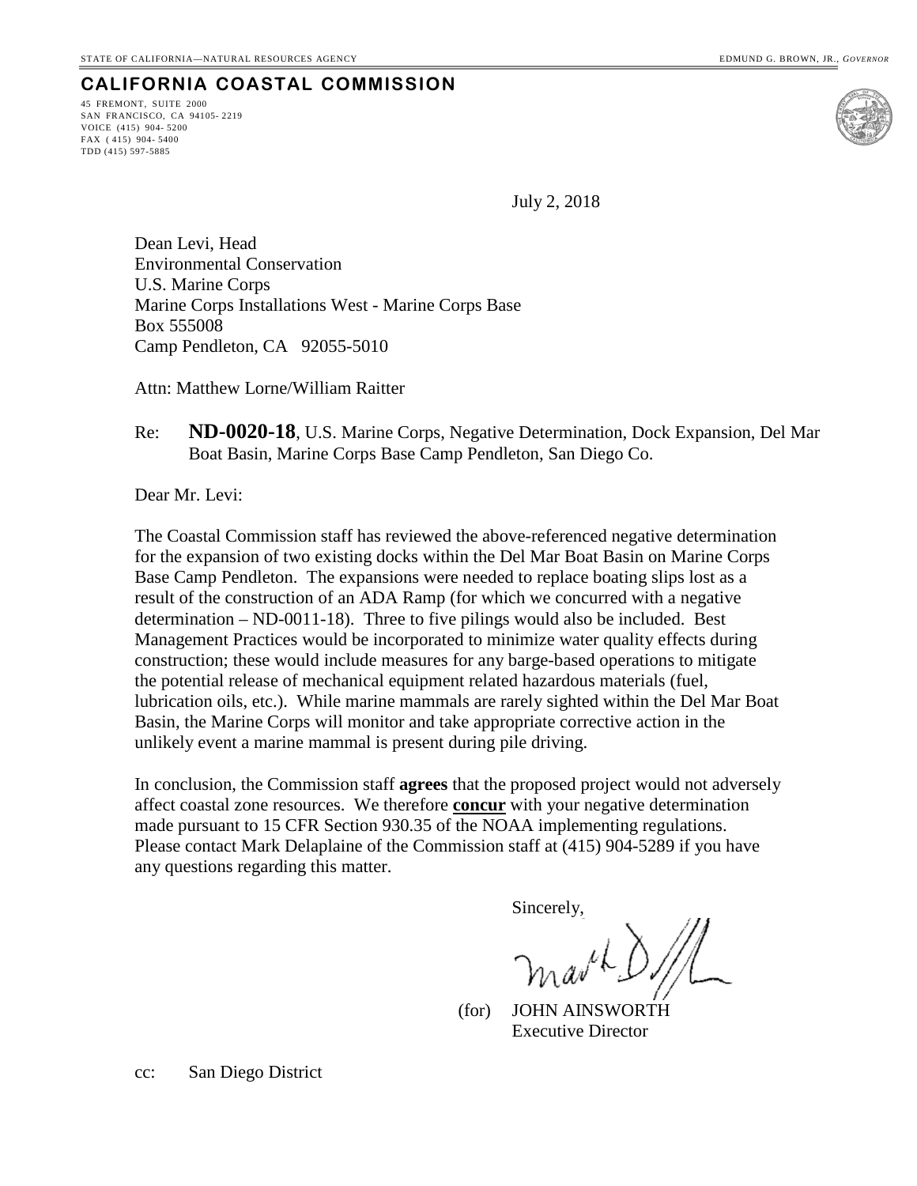STATE OF CALIFORNIA—NATURAL RESOURCES AGENCY EDMUND G. BROWN, JR., *GOVERNOR*

# CALIFORNIA COASTAL COMMISSION

45 FREMONT, SUITE 2000
SAN FRANCISCO, CA 94105-2219
VOICE (415) 904-5200
FAX (415) 904-5400
TDD (415) 597-5885

July 2, 2018

Dean Levi, Head
Environmental Conservation
U.S. Marine Corps
Marine Corps Installations West - Marine Corps Base
Box 555008
Camp Pendleton, CA 92055-5010

Attn: Matthew Lorne/William Raitter

Re: **ND-0020-18**, U.S. Marine Corps, Negative Determination, Dock Expansion, Del Mar Boat Basin, Marine Corps Base Camp Pendleton, San Diego Co.

Dear Mr. Levi:

The Coastal Commission staff has reviewed the above-referenced negative determination for the expansion of two existing docks within the Del Mar Boat Basin on Marine Corps Base Camp Pendleton. The expansions were needed to replace boating slips lost as a result of the construction of an ADA Ramp (for which we concurred with a negative determination – ND-0011-18). Three to five pilings would also be included. Best Management Practices would be incorporated to minimize water quality effects during construction; these would include measures for any barge-based operations to mitigate the potential release of mechanical equipment related hazardous materials (fuel, lubrication oils, etc.). While marine mammals are rarely sighted within the Del Mar Boat Basin, the Marine Corps will monitor and take appropriate corrective action in the unlikely event a marine mammal is present during pile driving.

In conclusion, the Commission staff **agrees** that the proposed project would not adversely affect coastal zone resources. We therefore **concur** with your negative determination made pursuant to 15 CFR Section 930.35 of the NOAA implementing regulations. Please contact Mark Delaplaine of the Commission staff at (415) 904-5289 if you have any questions regarding this matter.

Sincerely,

(for) JOHN AINSWORTH
Executive Director

cc: San Diego District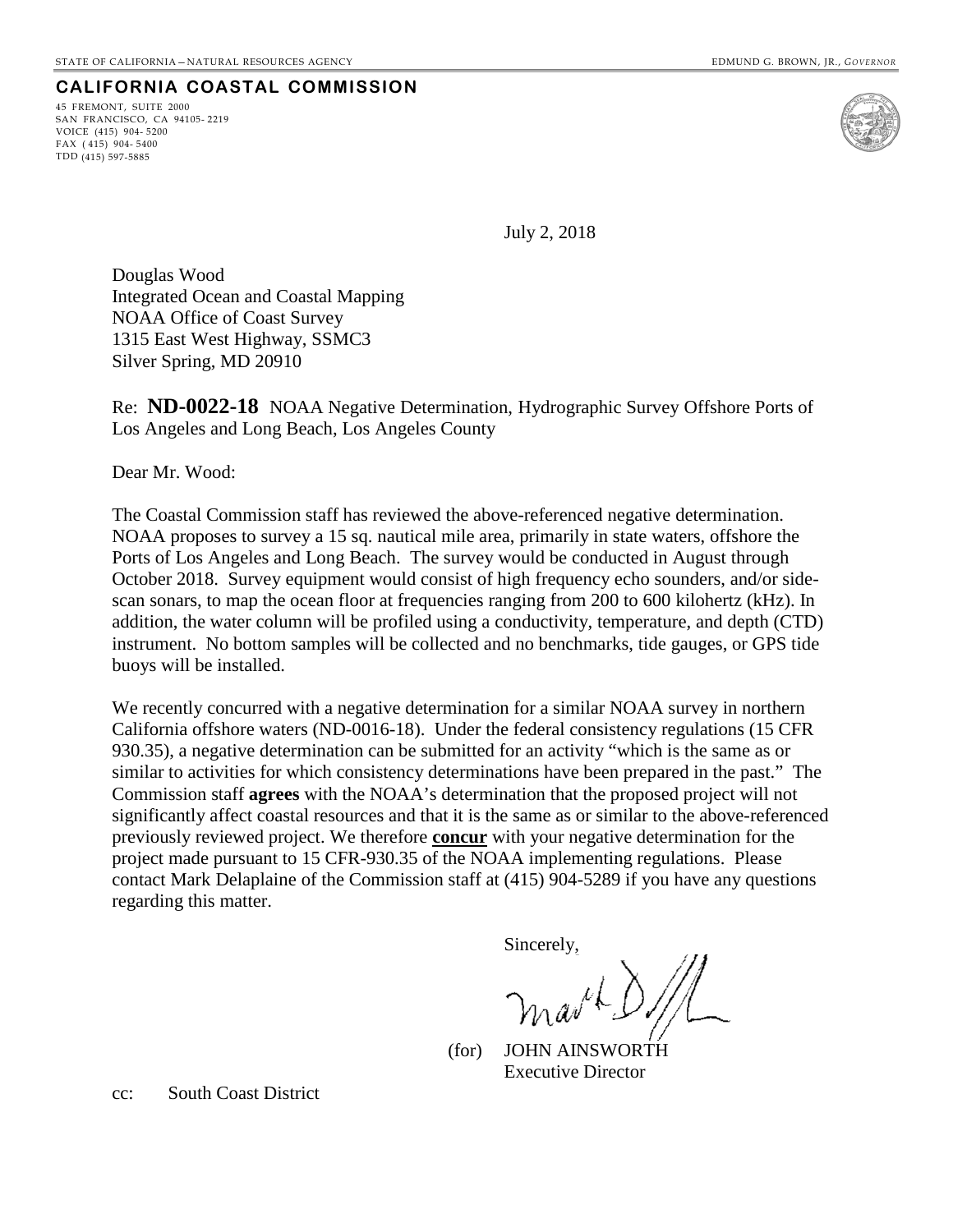STATE OF CALIFORNIA – NATURAL RESOURCES AGENCY

EDMUND G. BROWN, JR., *GOVERNOR*

**CALIFORNIA COASTAL COMMISSION**

45 FREMONT, SUITE 2000
SAN FRANCISCO, CA 94105-2219
VOICE (415) 904-5200
FAX (415) 904-5400
TDD (415) 597-5885

July 2, 2018

Douglas Wood
Integrated Ocean and Coastal Mapping
NOAA Office of Coast Survey
1315 East West Highway, SSMC3
Silver Spring, MD 20910

Re: **ND-0022-18** NOAA Negative Determination, Hydrographic Survey Offshore Ports of Los Angeles and Long Beach, Los Angeles County

Dear Mr. Wood:

The Coastal Commission staff has reviewed the above-referenced negative determination. NOAA proposes to survey a 15 sq. nautical mile area, primarily in state waters, offshore the Ports of Los Angeles and Long Beach. The survey would be conducted in August through October 2018. Survey equipment would consist of high frequency echo sounders, and/or side-scan sonars, to map the ocean floor at frequencies ranging from 200 to 600 kilohertz (kHz). In addition, the water column will be profiled using a conductivity, temperature, and depth (CTD) instrument. No bottom samples will be collected and no benchmarks, tide gauges, or GPS tide buoys will be installed.

We recently concurred with a negative determination for a similar NOAA survey in northern California offshore waters (ND-0016-18). Under the federal consistency regulations (15 CFR 930.35), a negative determination can be submitted for an activity "which is the same as or similar to activities for which consistency determinations have been prepared in the past." The Commission staff **agrees** with the NOAA's determination that the proposed project will not significantly affect coastal resources and that it is the same as or similar to the above-referenced previously reviewed project. We therefore **concur** with your negative determination for the project made pursuant to 15 CFR-930.35 of the NOAA implementing regulations. Please contact Mark Delaplaine of the Commission staff at (415) 904-5289 if you have any questions regarding this matter.

Sincerely,

(for) JOHN AINSWORTH
Executive Director

cc: South Coast District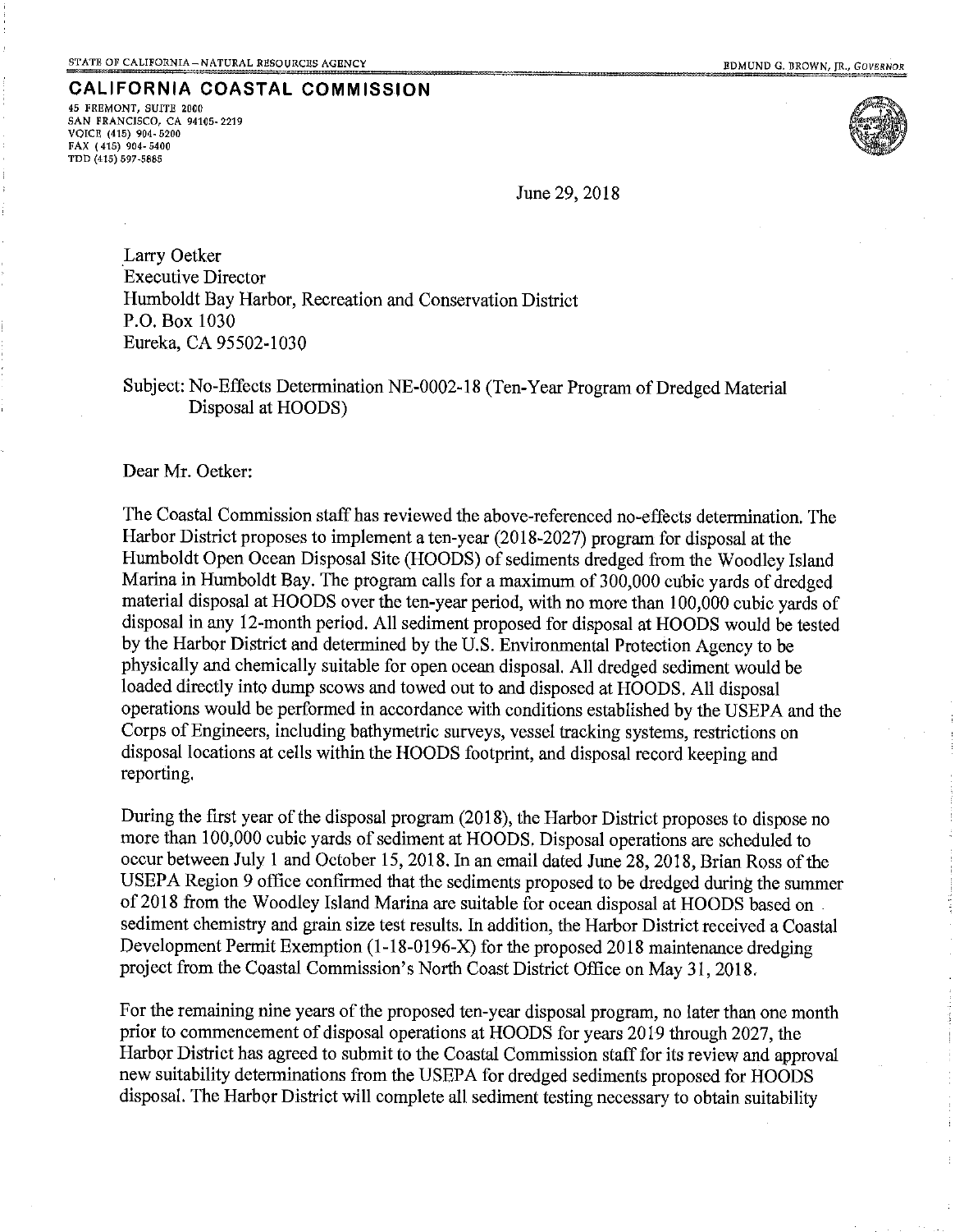STATE OF CALIFORNIA – NATURAL RESOURCES AGENCY EDMUND G. BROWN, JR., *GOVERNOR*

**CALIFORNIA COASTAL COMMISSION**

45 FREMONT, SUITE 2000
SAN FRANCISCO, CA 94105-2219
VOICE (415) 904-5200
FAX (415) 904-5400
TDD (415) 597-5885

June 29, 2018

Larry Oetker
Executive Director
Humboldt Bay Harbor, Recreation and Conservation District
P.O. Box 1030
Eureka, CA 95502-1030

Subject: No-Effects Determination NE-0002-18 (Ten-Year Program of Dredged Material Disposal at HOODS)

Dear Mr. Oetker:

The Coastal Commission staff has reviewed the above-referenced no-effects determination. The Harbor District proposes to implement a ten-year (2018-2027) program for disposal at the Humboldt Open Ocean Disposal Site (HOODS) of sediments dredged from the Woodley Island Marina in Humboldt Bay. The program calls for a maximum of 300,000 cubic yards of dredged material disposal at HOODS over the ten-year period, with no more than 100,000 cubic yards of disposal in any 12-month period. All sediment proposed for disposal at HOODS would be tested by the Harbor District and determined by the U.S. Environmental Protection Agency to be physically and chemically suitable for open ocean disposal. All dredged sediment would be loaded directly into dump scows and towed out to and disposed at HOODS. All disposal operations would be performed in accordance with conditions established by the USEPA and the Corps of Engineers, including bathymetric surveys, vessel tracking systems, restrictions on disposal locations at cells within the HOODS footprint, and disposal record keeping and reporting.

During the first year of the disposal program (2018), the Harbor District proposes to dispose no more than 100,000 cubic yards of sediment at HOODS. Disposal operations are scheduled to occur between July 1 and October 15, 2018. In an email dated June 28, 2018, Brian Ross of the USEPA Region 9 office confirmed that the sediments proposed to be dredged during the summer of 2018 from the Woodley Island Marina are suitable for ocean disposal at HOODS based on sediment chemistry and grain size test results. In addition, the Harbor District received a Coastal Development Permit Exemption (1-18-0196-X) for the proposed 2018 maintenance dredging project from the Coastal Commission's North Coast District Office on May 31, 2018.

For the remaining nine years of the proposed ten-year disposal program, no later than one month prior to commencement of disposal operations at HOODS for years 2019 through 2027, the Harbor District has agreed to submit to the Coastal Commission staff for its review and approval new suitability determinations from the USEPA for dredged sediments proposed for HOODS disposal. The Harbor District will complete all sediment testing necessary to obtain suitability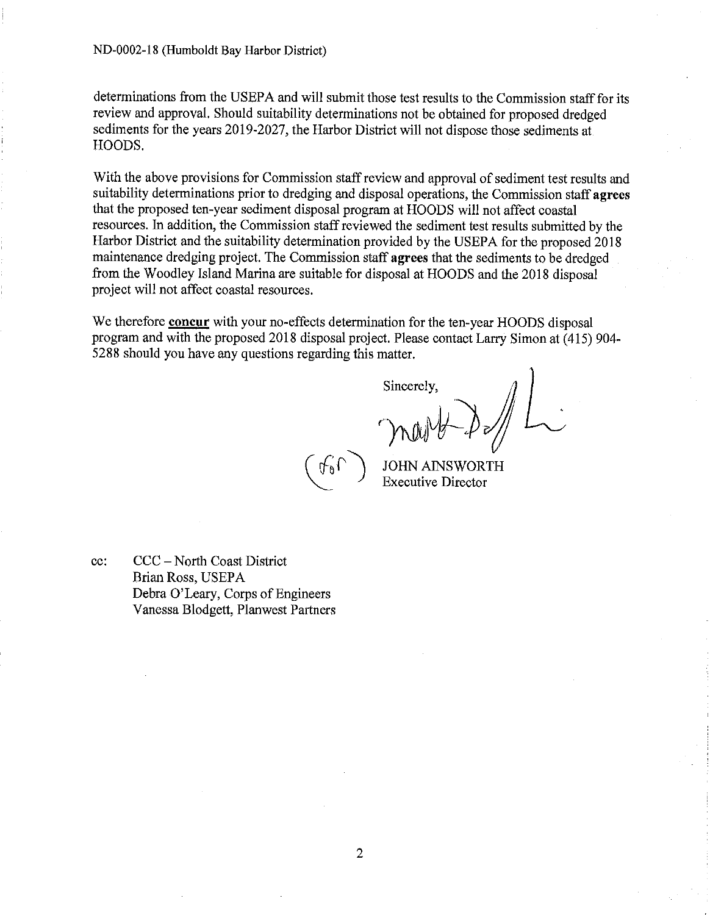determinations from the USEPA and will submit those test results to the Commission staff for its review and approval. Should suitability determinations not be obtained for proposed dredged sediments for the years 2019-2027, the Harbor District will not dispose those sediments at HOODS.

With the above provisions for Commission staff review and approval of sediment test results and suitability determinations prior to dredging and disposal operations, the Commission staff **agrees** that the proposed ten-year sediment disposal program at HOODS will not affect coastal resources. In addition, the Commission staff reviewed the sediment test results submitted by the Harbor District and the suitability determination provided by the USEPA for the proposed 2018 maintenance dredging project. The Commission staff **agrees** that the sediments to be dredged from the Woodley Island Marina are suitable for disposal at HOODS and the 2018 disposal project will not affect coastal resources.

We therefore **concur** with your no-effects determination for the ten-year HOODS disposal program and with the proposed 2018 disposal project. Please contact Larry Simon at (415) 904-5288 should you have any questions regarding this matter.

Sincerely,

(for)

JOHN AINSWORTH
Executive Director

cc: CCC – North Coast District
Brian Ross, USEPA
Debra O'Leary, Corps of Engineers
Vanessa Blodgett, Planwest Partners